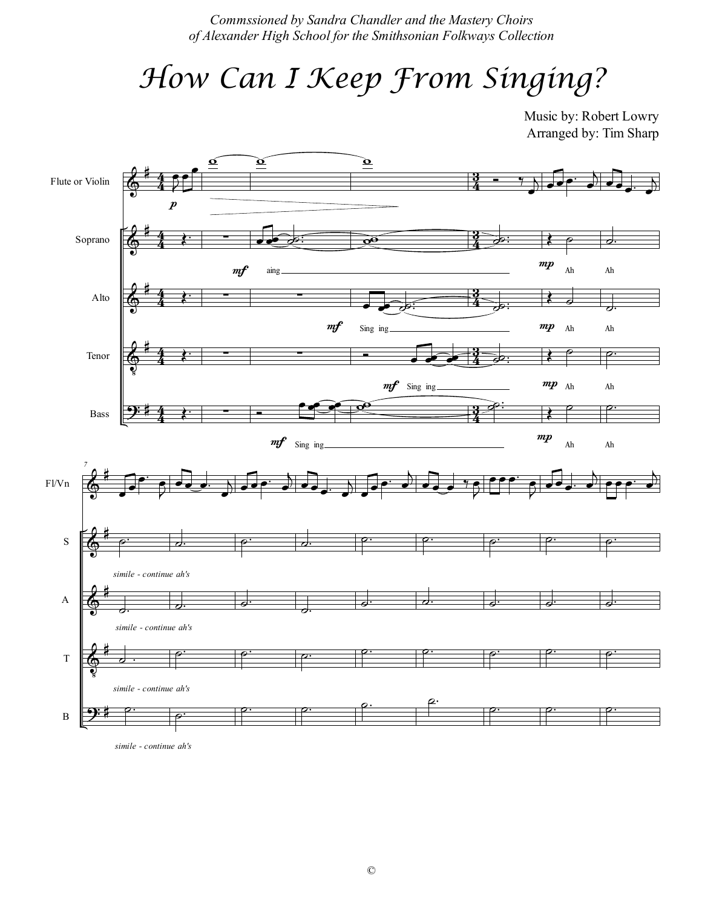*Commssioned by Sandra Chandler and the Mastery Choirs of Alexander High School for the Smithsonian Folkways Collection*

# How Can I Keep From Singing?

Music by: Robert Lowry

Arranged by: Tim Sharp

©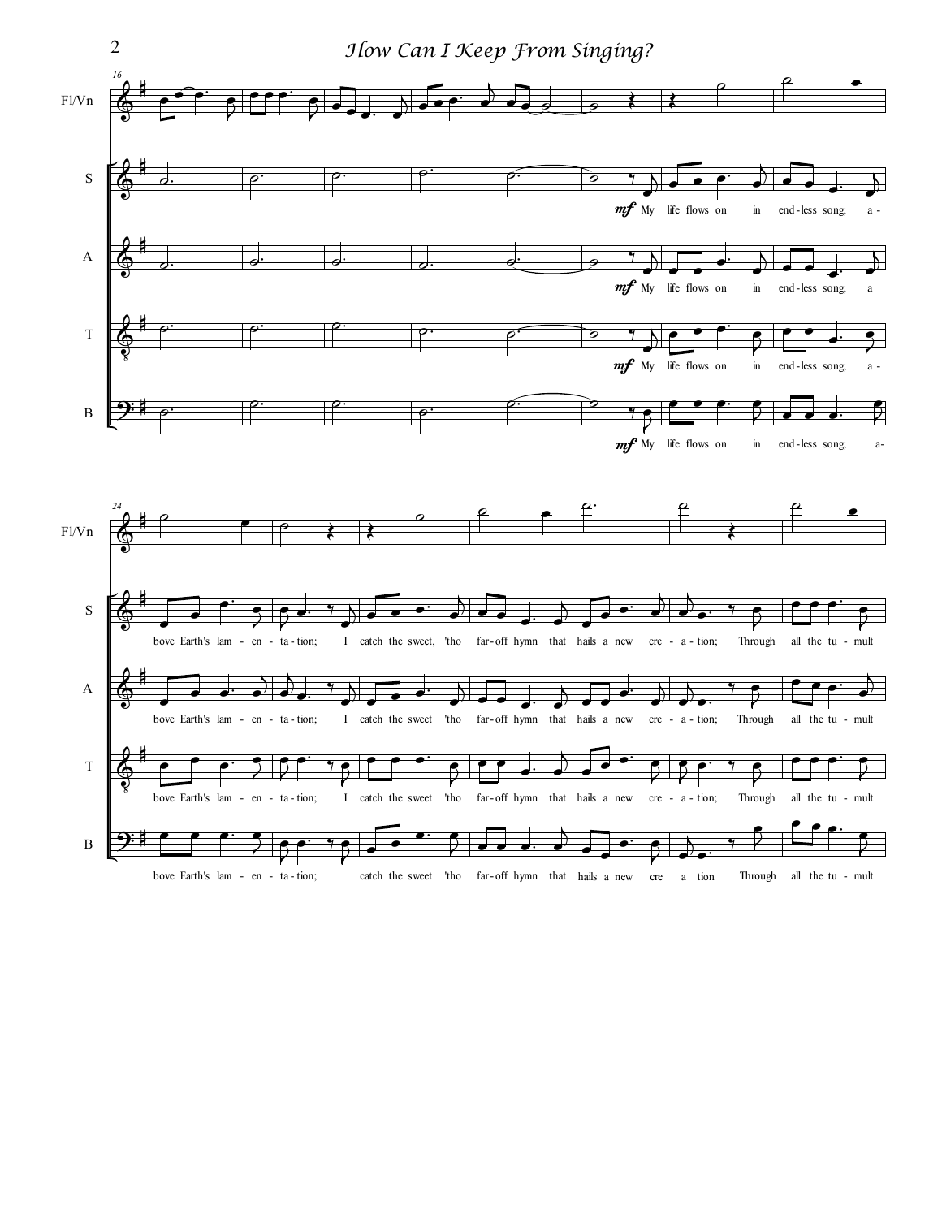Fl/Vn

S — *mf* My life flows on in end - less song; a - bove Earth's lam - en - ta - tion; I catch the sweet, 'tho far - off hymn that hails a new cre - a - tion; Through all the tu - mult

A — *mf* My life flows on in end - less song; a bove Earth's lam - en - ta - tion; I catch the sweet 'tho far - off hymn that hails a new cre - a - tion; Through all the tu - mult

T — *mf* My life flows on in end - less song; a - bove Earth's lam - en - ta - tion; I catch the sweet 'tho far - off hymn that hails a new cre - a - tion; Through all the tu - mult

B — *mf* My life flows on in end - less song; a- bove Earth's lam - en - ta - tion; catch the sweet 'tho far - off hymn that hails a new cre a tion Through all the tu - mult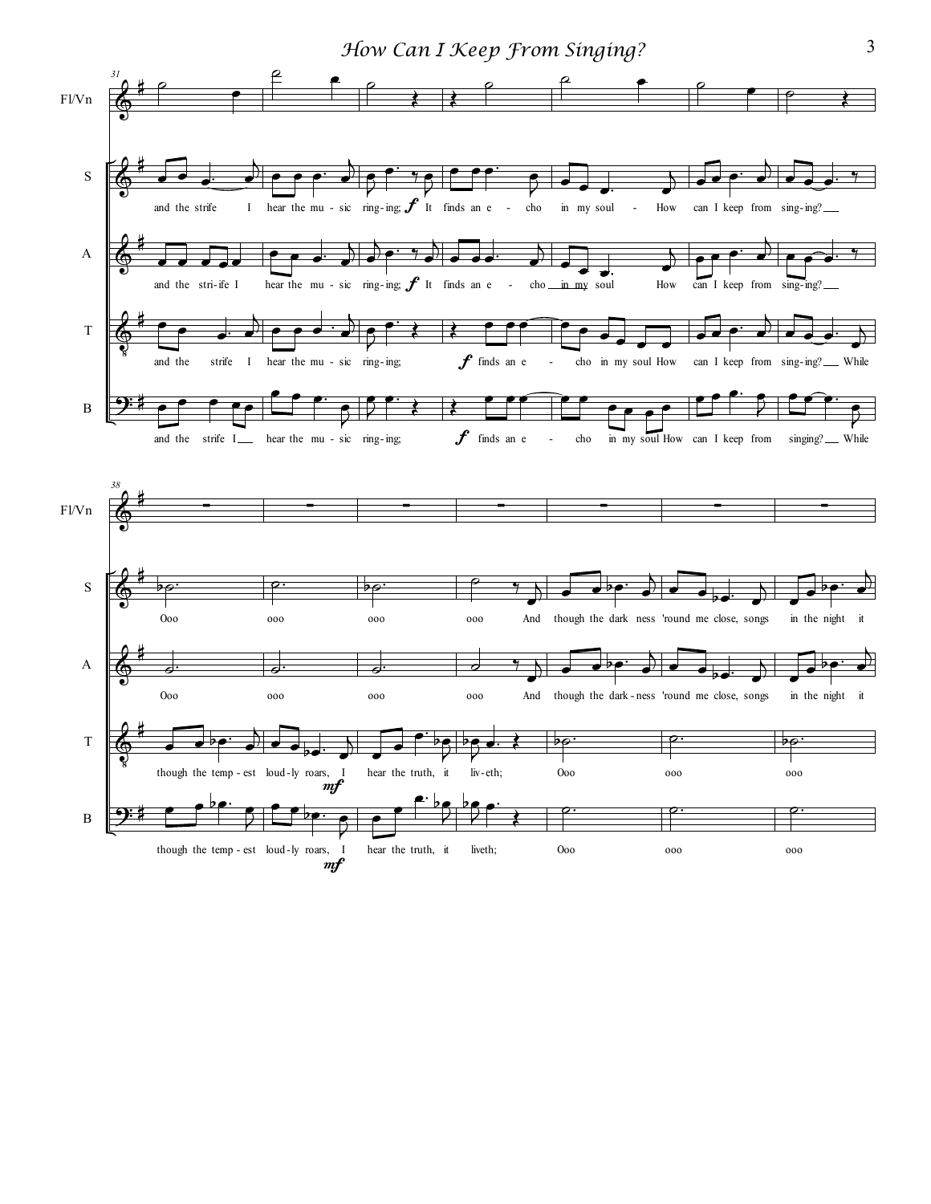Fl/Vn

S: and the strife I hear the mu - sic ring - ing; *f* It finds an e - cho in my soul - How can I keep from sing - ing?

A: and the stri - ife I hear the mu - sic ring - ing; *f* It finds an e - cho in my soul How can I keep from sing - ing?

T: and the strife I hear the mu - sic ring - ing; *f* finds an e - cho in my soul How can I keep from sing - ing? While

B: and the strife I hear the mu - sic ring - ing; *f* finds an e - cho in my soul How can I keep from singing? While

Fl/Vn

S: Ooo ooo ooo ooo And though the dark ness 'round me close, songs in the night it

A: Ooo ooo ooo ooo And though the dark - ness 'round me close, songs in the night it

T: though the temp - est loud - ly roars, *mf* I hear the truth, it liv - eth; Ooo ooo ooo

B: though the temp - est loud - ly roars, *mf* I hear the truth, it liveth; Ooo ooo ooo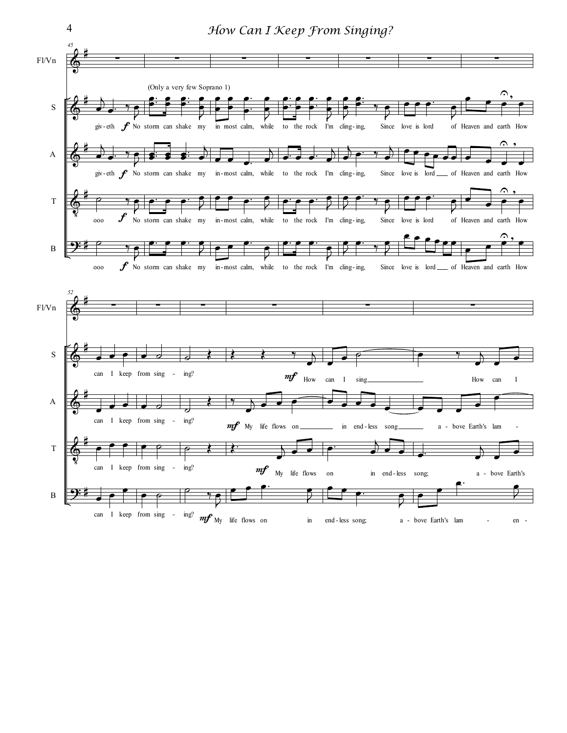(Only a very few Soprano 1)

**S:** giv - eth *f* No storm can shake my in most calm, while to the rock I'm cling - ing, Since love is lord of Heaven and earth How

**A:** giv - eth *f* No storm can shake my in - most calm, while to the rock I'm cling - ing, Since love is lord ___ of Heaven and earth How

**T:** ooo *f* No storm can shake my in - most calm, while to the rock I'm cling - ing, Since love is lord of Heaven and earth How

**B:** ooo *f* No storm can shake my in - most calm, while to the rock I'm cling - ing, Since love is lord ___ of Heaven and earth How

**S:** can I keep from sing - ing? *mf* How can I sing ________ How can I

**A:** can I keep from sing - ing? *mf* My life flows on ______ in end - less song ______ a - bove Earth's lam -

**T:** can I keep from sing - ing? *mf* My life flows on in end - less song; a - bove Earth's

**B:** can I keep from sing - ing? *mf* My life flows on in end - less song; a - bove Earth's lam - en -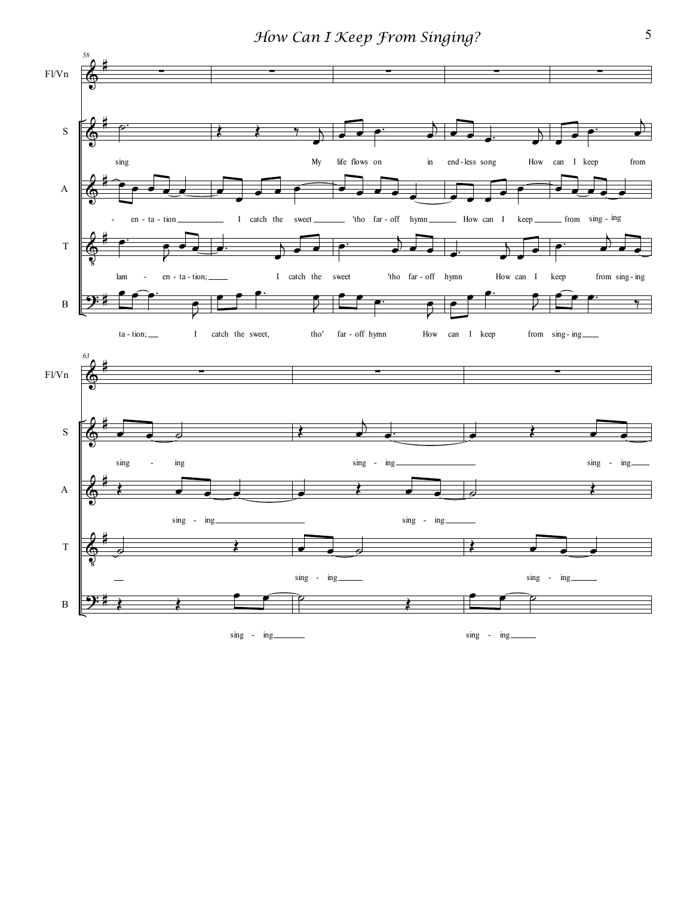58

**Fl/Vn**

**S**
sing My life flows on in end - less song How can I keep from

**A**
- en - ta - tion I catch the sweet 'tho far - off hymn How can I keep from sing - ing

**T**
lam - en - ta - tion; I catch the sweet 'tho far - off hymn How can I keep from sing - ing

**B**
ta - tion; I catch the sweet, tho' far - off hymn How can I keep from sing - ing

63

**Fl/Vn**

**S**
sing - ing sing - ing sing - ing

**A**
sing - ing sing - ing

**T**
sing - ing sing - ing

**B**
sing - ing sing - ing